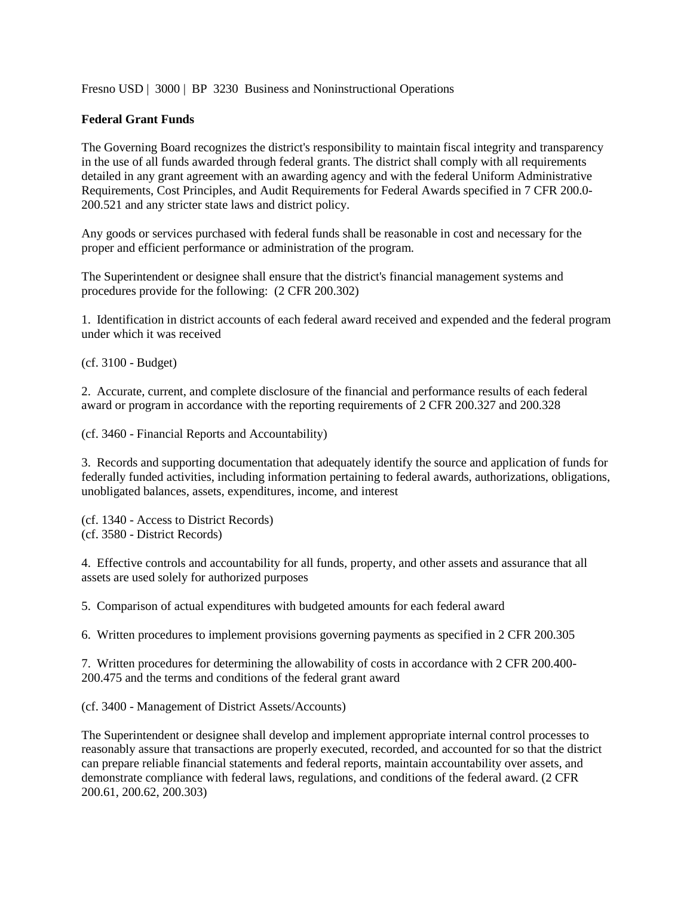Fresno USD | 3000 | BP 3230 Business and Noninstructional Operations

**Federal Grant Funds**

The Governing Board recognizes the district's responsibility to maintain fiscal integrity and transparency in the use of all funds awarded through federal grants. The district shall comply with all requirements detailed in any grant agreement with an awarding agency and with the federal Uniform Administrative Requirements, Cost Principles, and Audit Requirements for Federal Awards specified in 7 CFR 200.0-200.521 and any stricter state laws and district policy.

Any goods or services purchased with federal funds shall be reasonable in cost and necessary for the proper and efficient performance or administration of the program.

The Superintendent or designee shall ensure that the district's financial management systems and procedures provide for the following: (2 CFR 200.302)

1. Identification in district accounts of each federal award received and expended and the federal program under which it was received

(cf. 3100 - Budget)

2. Accurate, current, and complete disclosure of the financial and performance results of each federal award or program in accordance with the reporting requirements of 2 CFR 200.327 and 200.328

(cf. 3460 - Financial Reports and Accountability)

3. Records and supporting documentation that adequately identify the source and application of funds for federally funded activities, including information pertaining to federal awards, authorizations, obligations, unobligated balances, assets, expenditures, income, and interest

(cf. 1340 - Access to District Records)
(cf. 3580 - District Records)

4. Effective controls and accountability for all funds, property, and other assets and assurance that all assets are used solely for authorized purposes

5. Comparison of actual expenditures with budgeted amounts for each federal award

6. Written procedures to implement provisions governing payments as specified in 2 CFR 200.305

7. Written procedures for determining the allowability of costs in accordance with 2 CFR 200.400-200.475 and the terms and conditions of the federal grant award

(cf. 3400 - Management of District Assets/Accounts)

The Superintendent or designee shall develop and implement appropriate internal control processes to reasonably assure that transactions are properly executed, recorded, and accounted for so that the district can prepare reliable financial statements and federal reports, maintain accountability over assets, and demonstrate compliance with federal laws, regulations, and conditions of the federal award. (2 CFR 200.61, 200.62, 200.303)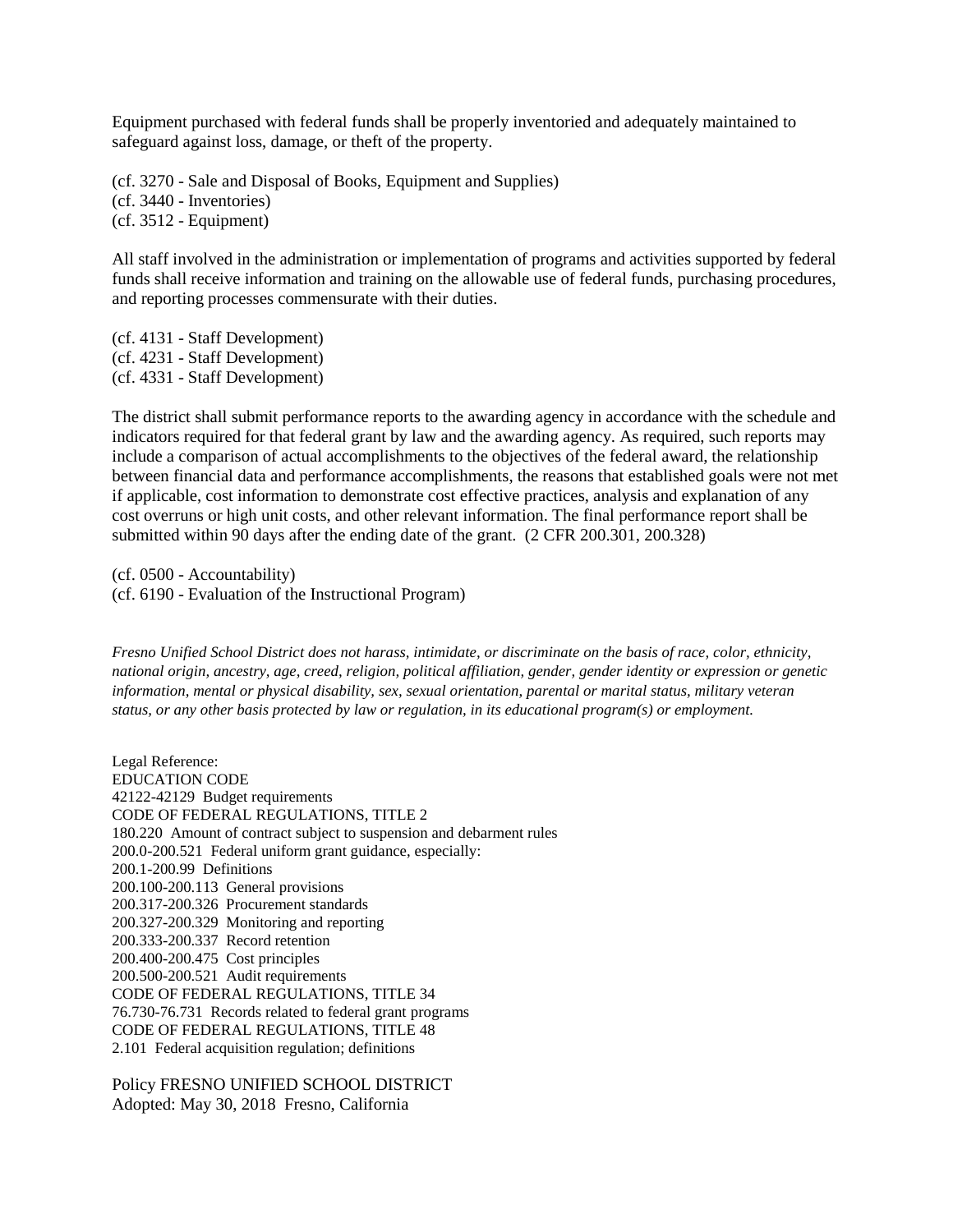Equipment purchased with federal funds shall be properly inventoried and adequately maintained to safeguard against loss, damage, or theft of the property.

(cf. 3270 - Sale and Disposal of Books, Equipment and Supplies)
(cf. 3440 - Inventories)
(cf. 3512 - Equipment)

All staff involved in the administration or implementation of programs and activities supported by federal funds shall receive information and training on the allowable use of federal funds, purchasing procedures, and reporting processes commensurate with their duties.

(cf. 4131 - Staff Development)
(cf. 4231 - Staff Development)
(cf. 4331 - Staff Development)

The district shall submit performance reports to the awarding agency in accordance with the schedule and indicators required for that federal grant by law and the awarding agency. As required, such reports may include a comparison of actual accomplishments to the objectives of the federal award, the relationship between financial data and performance accomplishments, the reasons that established goals were not met if applicable, cost information to demonstrate cost effective practices, analysis and explanation of any cost overruns or high unit costs, and other relevant information. The final performance report shall be submitted within 90 days after the ending date of the grant. (2 CFR 200.301, 200.328)

(cf. 0500 - Accountability)
(cf. 6190 - Evaluation of the Instructional Program)

*Fresno Unified School District does not harass, intimidate, or discriminate on the basis of race, color, ethnicity, national origin, ancestry, age, creed, religion, political affiliation, gender, gender identity or expression or genetic information, mental or physical disability, sex, sexual orientation, parental or marital status, military veteran status, or any other basis protected by law or regulation, in its educational program(s) or employment.*

Legal Reference:
EDUCATION CODE
42122-42129 Budget requirements
CODE OF FEDERAL REGULATIONS, TITLE 2
180.220 Amount of contract subject to suspension and debarment rules
200.0-200.521 Federal uniform grant guidance, especially:
200.1-200.99 Definitions
200.100-200.113 General provisions
200.317-200.326 Procurement standards
200.327-200.329 Monitoring and reporting
200.333-200.337 Record retention
200.400-200.475 Cost principles
200.500-200.521 Audit requirements
CODE OF FEDERAL REGULATIONS, TITLE 34
76.730-76.731 Records related to federal grant programs
CODE OF FEDERAL REGULATIONS, TITLE 48
2.101 Federal acquisition regulation; definitions

Policy FRESNO UNIFIED SCHOOL DISTRICT
Adopted: May 30, 2018 Fresno, California